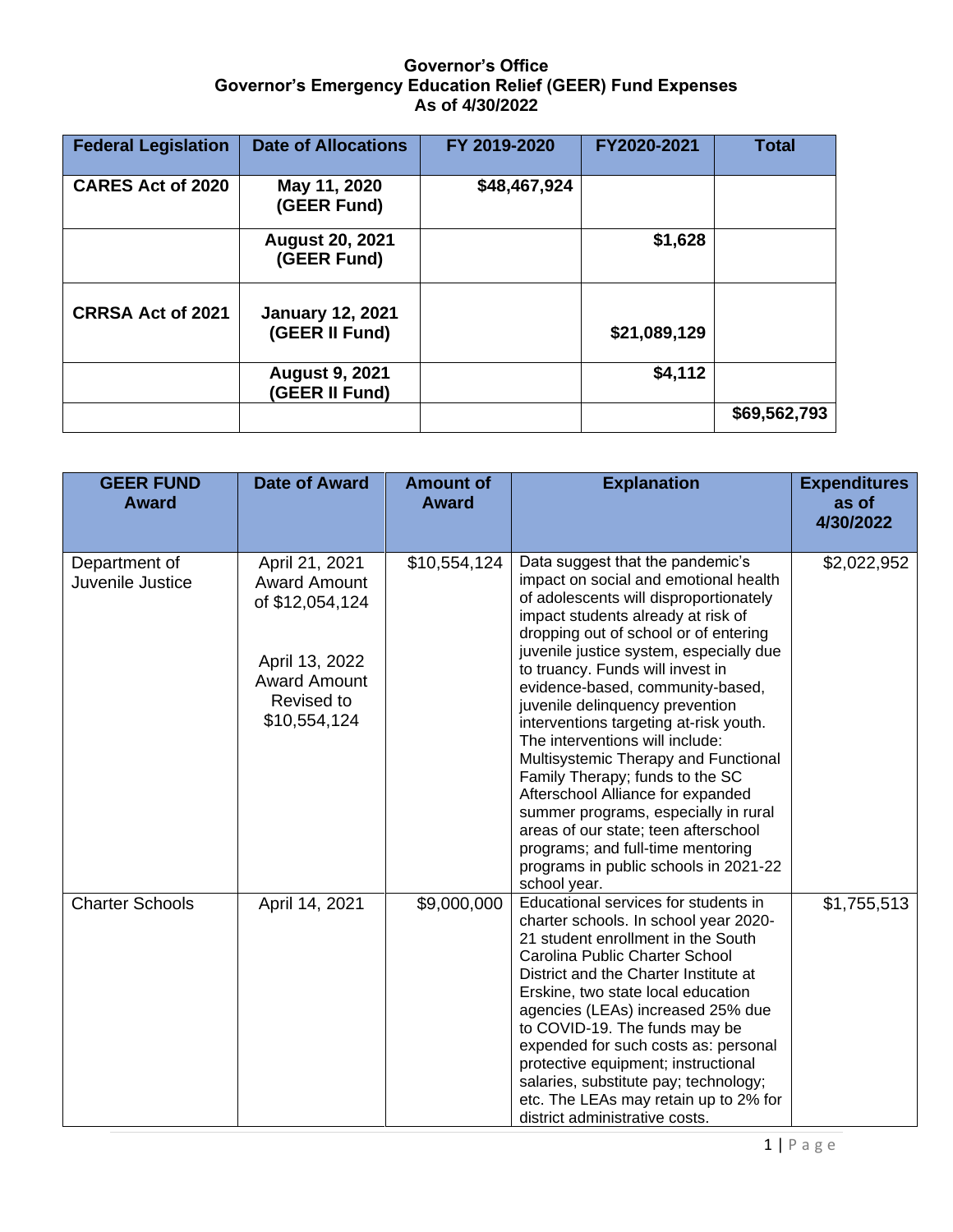**Governor's Office**
**Governor's Emergency Education Relief (GEER) Fund Expenses**
**As of 4/30/2022**

| Federal Legislation | Date of Allocations | FY 2019-2020 | FY2020-2021 | Total |
|---|---|---|---|---|
| **CARES Act of 2020** | **May 11, 2020 (GEER Fund)** | **$48,467,924** | | |
| | **August 20, 2021 (GEER Fund)** | | **$1,628** | |
| **CRRSA Act of 2021** | **January 12, 2021 (GEER II Fund)** | | **$21,089,129** | |
| | **August 9, 2021 (GEER II Fund)** | | **$4,112** | |
| | | | | **$69,562,793** |

| GEER FUND Award | Date of Award | Amount of Award | Explanation | Expenditures as of 4/30/2022 |
|---|---|---|---|---|
| Department of Juvenile Justice | April 21, 2021 Award Amount of $12,054,124<br><br>April 13, 2022 Award Amount Revised to $10,554,124 | $10,554,124 | Data suggest that the pandemic's impact on social and emotional health of adolescents will disproportionately impact students already at risk of dropping out of school or of entering juvenile justice system, especially due to truancy. Funds will invest in evidence-based, community-based, juvenile delinquency prevention interventions targeting at-risk youth. The interventions will include: Multisystemic Therapy and Functional Family Therapy; funds to the SC Afterschool Alliance for expanded summer programs, especially in rural areas of our state; teen afterschool programs; and full-time mentoring programs in public schools in 2021-22 school year. | $2,022,952 |
| Charter Schools | April 14, 2021 | $9,000,000 | Educational services for students in charter schools. In school year 2020-21 student enrollment in the South Carolina Public Charter School District and the Charter Institute at Erskine, two state local education agencies (LEAs) increased 25% due to COVID-19. The funds may be expended for such costs as: personal protective equipment; instructional salaries, substitute pay; technology; etc. The LEAs may retain up to 2% for district administrative costs. | $1,755,513 |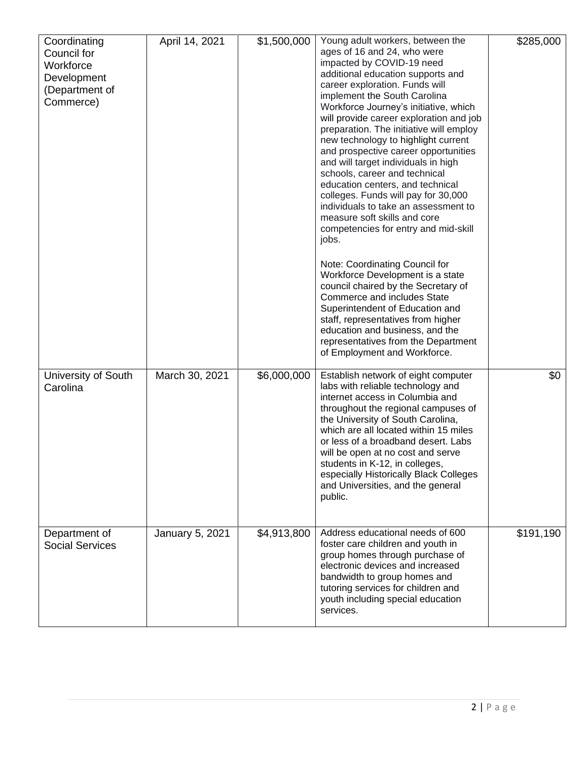| Coordinating Council for Workforce Development (Department of Commerce) | April 14, 2021 | $1,500,000 | Young adult workers, between the ages of 16 and 24, who were impacted by COVID-19 need additional education supports and career exploration. Funds will implement the South Carolina Workforce Journey's initiative, which will provide career exploration and job preparation. The initiative will employ new technology to highlight current and prospective career opportunities and will target individuals in high schools, career and technical education centers, and technical colleges. Funds will pay for 30,000 individuals to take an assessment to measure soft skills and core competencies for entry and mid-skill jobs.<br><br>Note: Coordinating Council for Workforce Development is a state council chaired by the Secretary of Commerce and includes State Superintendent of Education and staff, representatives from higher education and business, and the representatives from the Department of Employment and Workforce. | $285,000 |
|---|---|---|---|---|
| University of South Carolina | March 30, 2021 | $6,000,000 | Establish network of eight computer labs with reliable technology and internet access in Columbia and throughout the regional campuses of the University of South Carolina, which are all located within 15 miles or less of a broadband desert. Labs will be open at no cost and serve students in K-12, in colleges, especially Historically Black Colleges and Universities, and the general public. | $0 |
| Department of Social Services | January 5, 2021 | $4,913,800 | Address educational needs of 600 foster care children and youth in group homes through purchase of electronic devices and increased bandwidth to group homes and tutoring services for children and youth including special education services. | $191,190 |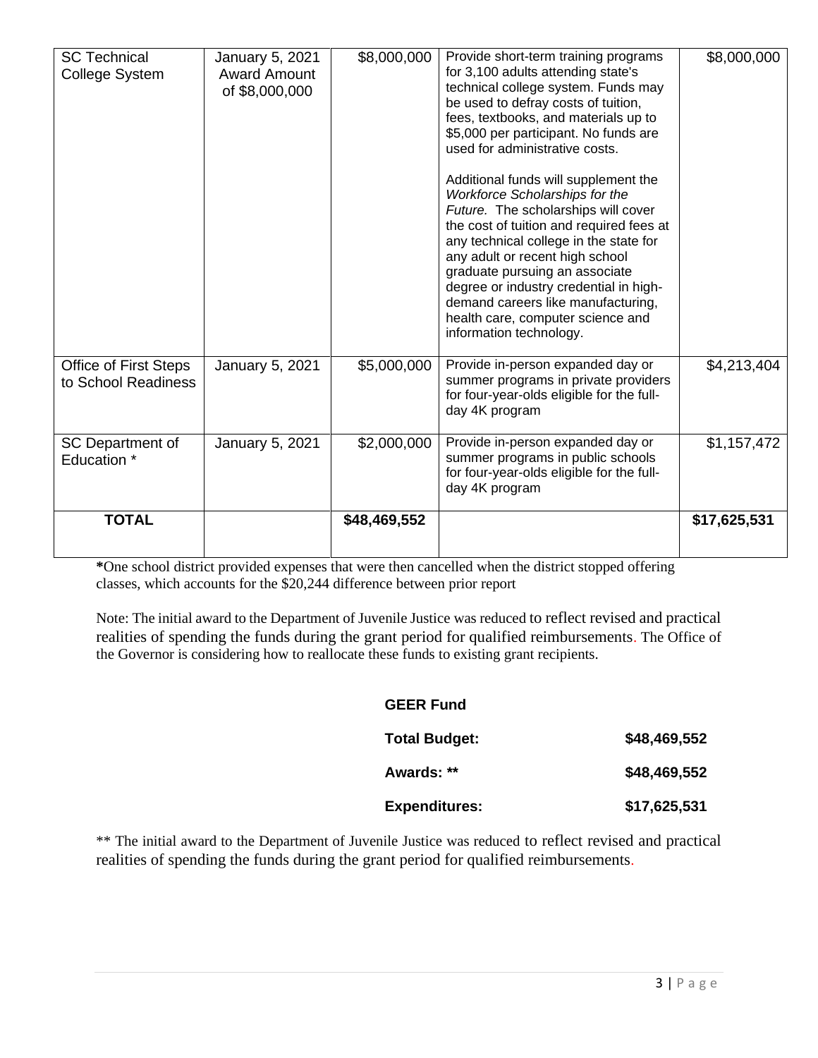| SC Technical College System | January 5, 2021 Award Amount of $8,000,000 | $8,000,000 | Provide short-term training programs for 3,100 adults attending state's technical college system. Funds may be used to defray costs of tuition, fees, textbooks, and materials up to $5,000 per participant. No funds are used for administrative costs.<br><br>Additional funds will supplement the *Workforce Scholarships for the Future.* The scholarships will cover the cost of tuition and required fees at any technical college in the state for any adult or recent high school graduate pursuing an associate degree or industry credential in high-demand careers like manufacturing, health care, computer science and information technology. | $8,000,000 |
|---|---|---|---|---|
| Office of First Steps to School Readiness | January 5, 2021 | $5,000,000 | Provide in-person expanded day or summer programs in private providers for four-year-olds eligible for the full-day 4K program | $4,213,404 |
| SC Department of Education * | January 5, 2021 | $2,000,000 | Provide in-person expanded day or summer programs in public schools for four-year-olds eligible for the full-day 4K program | $1,157,472 |
| **TOTAL** | | **$48,469,552** | | **$17,625,531** |

**\***One school district provided expenses that were then cancelled when the district stopped offering classes, which accounts for the $20,244 difference between prior report

Note: The initial award to the Department of Juvenile Justice was reduced to reflect revised and practical realities of spending the funds during the grant period for qualified reimbursements. The Office of the Governor is considering how to reallocate these funds to existing grant recipients.

**GEER Fund**

| | |
|---|---|
| **Total Budget:** | **$48,469,552** |
| **Awards: \*\*** | **$48,469,552** |
| **Expenditures:** | **$17,625,531** |

** The initial award to the Department of Juvenile Justice was reduced to reflect revised and practical realities of spending the funds during the grant period for qualified reimbursements.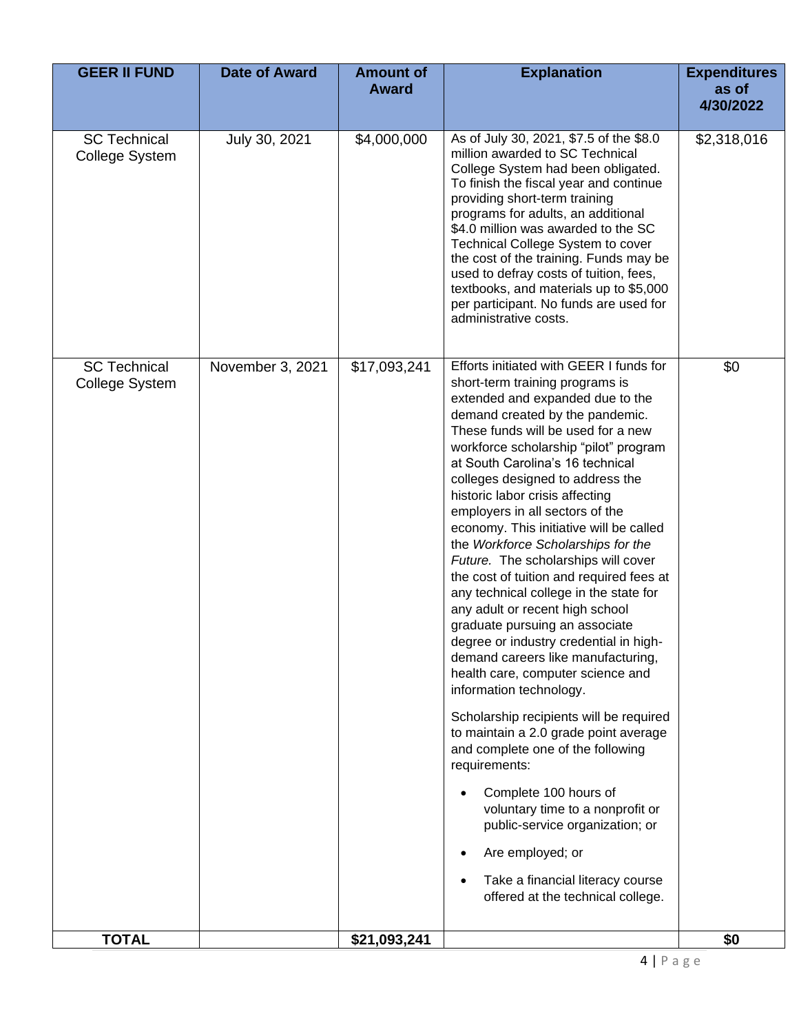| GEER II FUND | Date of Award | Amount of Award | Explanation | Expenditures as of 4/30/2022 |
|---|---|---|---|---|
| SC Technical College System | July 30, 2021 | $4,000,000 | As of July 30, 2021, $7.5 of the $8.0 million awarded to SC Technical College System had been obligated. To finish the fiscal year and continue providing short-term training programs for adults, an additional $4.0 million was awarded to the SC Technical College System to cover the cost of the training. Funds may be used to defray costs of tuition, fees, textbooks, and materials up to $5,000 per participant. No funds are used for administrative costs. | $2,318,016 |
| SC Technical College System | November 3, 2021 | $17,093,241 | Efforts initiated with GEER I funds for short-term training programs is extended and expanded due to the demand created by the pandemic. These funds will be used for a new workforce scholarship "pilot" program at South Carolina's 16 technical colleges designed to address the historic labor crisis affecting employers in all sectors of the economy. This initiative will be called the *Workforce Scholarships for the Future.* The scholarships will cover the cost of tuition and required fees at any technical college in the state for any adult or recent high school graduate pursuing an associate degree or industry credential in high-demand careers like manufacturing, health care, computer science and information technology.<br><br>Scholarship recipients will be required to maintain a 2.0 grade point average and complete one of the following requirements:<br><br>• Complete 100 hours of voluntary time to a nonprofit or public-service organization; or<br>• Are employed; or<br>• Take a financial literacy course offered at the technical college. | $0 |
| **TOTAL** | | **$21,093,241** | | **$0** |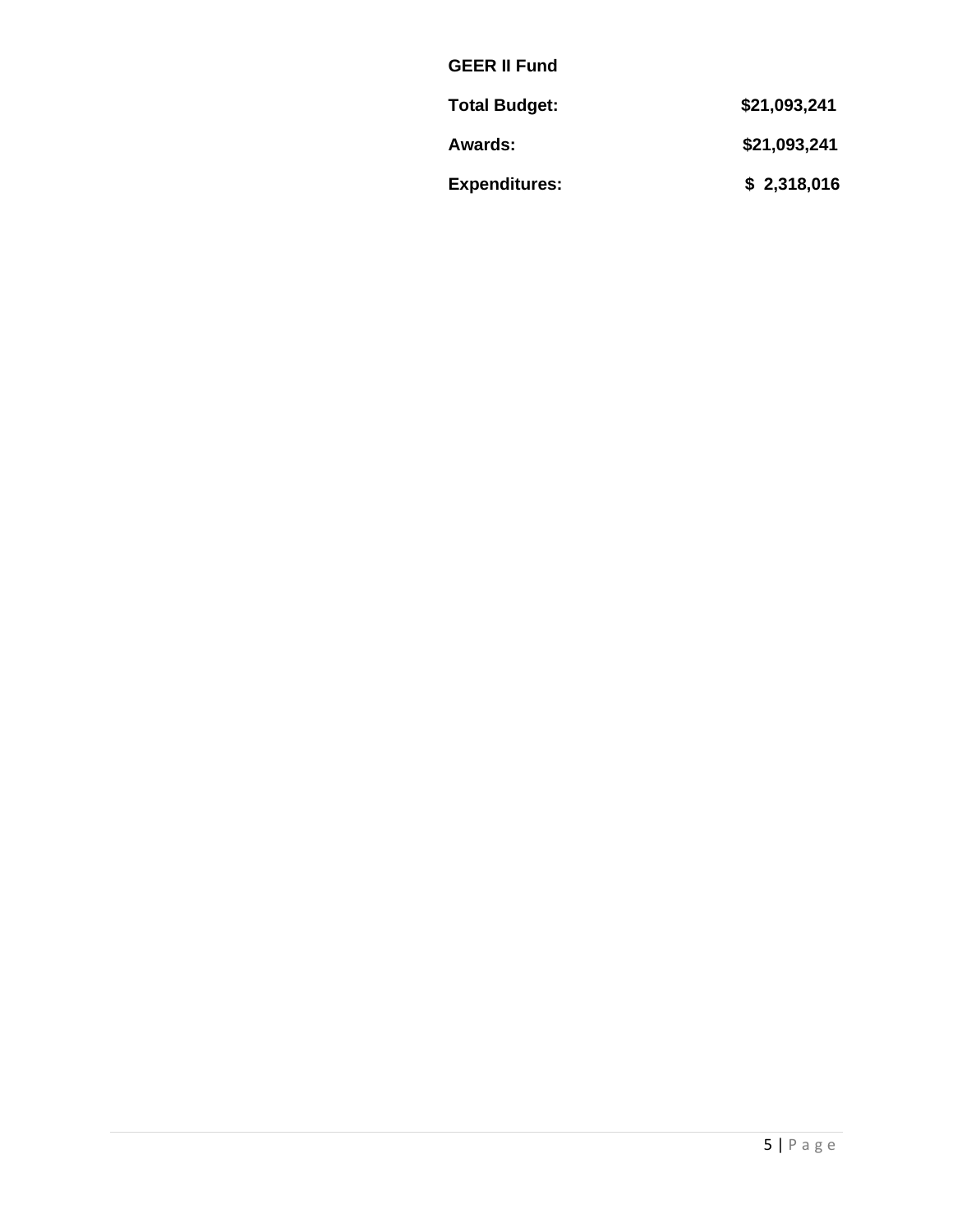**GEER II Fund**

| | |
|---|---|
| **Total Budget:** | **$21,093,241** |
| **Awards:** | **$21,093,241** |
| **Expenditures:** | **$ 2,318,016** |